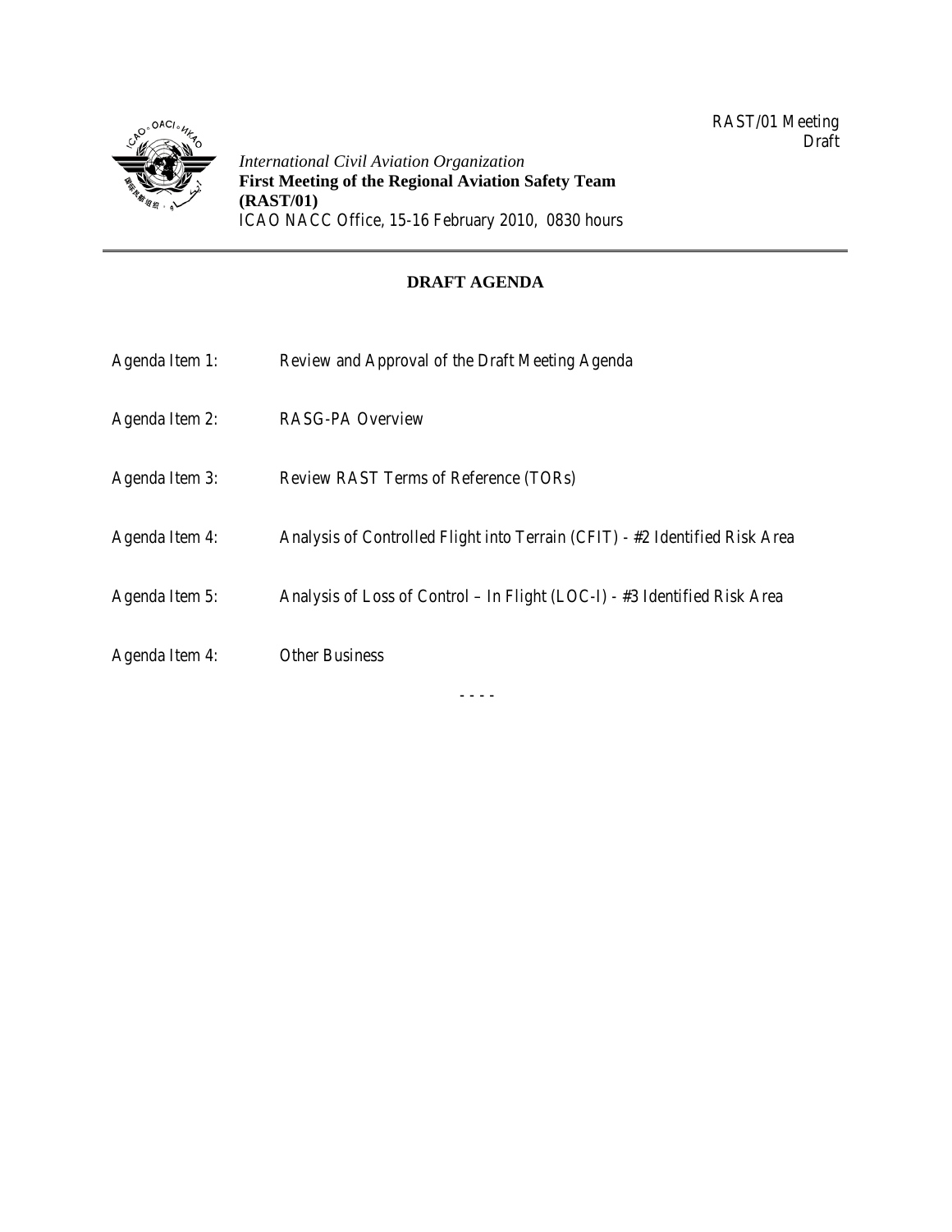RAST/01 Meeting
Draft

*International Civil Aviation Organization*
**First Meeting of the Regional Aviation Safety Team (RAST/01)**
ICAO NACC Office, 15-16 February 2010, 0830 hours

---

## DRAFT AGENDA

Agenda Item 1: Review and Approval of the Draft Meeting Agenda

Agenda Item 2: RASG-PA Overview

Agenda Item 3: Review RAST Terms of Reference (TORs)

Agenda Item 4: Analysis of Controlled Flight into Terrain (CFIT) - #2 Identified Risk Area

Agenda Item 5: Analysis of Loss of Control – In Flight (LOC-I) - #3 Identified Risk Area

Agenda Item 4: Other Business

- - - -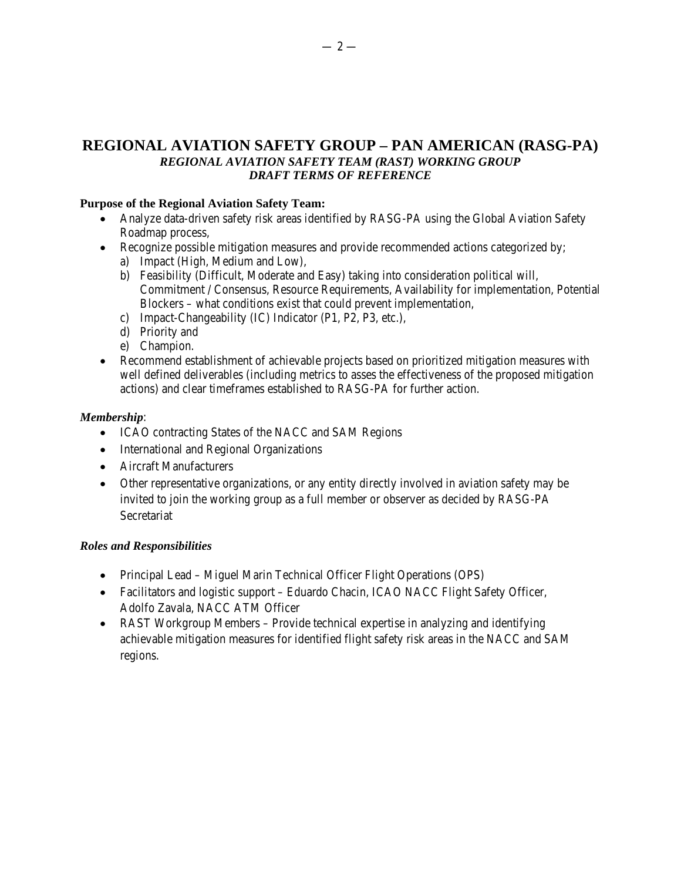# REGIONAL AVIATION SAFETY GROUP – PAN AMERICAN (RASG-PA)

***REGIONAL AVIATION SAFETY TEAM (RAST) WORKING GROUP***
***DRAFT TERMS OF REFERENCE***

**Purpose of the Regional Aviation Safety Team:**

- Analyze data-driven safety risk areas identified by RASG-PA using the Global Aviation Safety Roadmap process,
- Recognize possible mitigation measures and provide recommended actions categorized by;
  a) Impact (High, Medium and Low),
  b) Feasibility (Difficult, Moderate and Easy) taking into consideration political will, Commitment / Consensus, Resource Requirements, Availability for implementation, Potential Blockers – what conditions exist that could prevent implementation,
  c) Impact-Changeability (IC) Indicator (P1, P2, P3, etc.),
  d) Priority and
  e) Champion.
- Recommend establishment of achievable projects based on prioritized mitigation measures with well defined deliverables (including metrics to asses the effectiveness of the proposed mitigation actions) and clear timeframes established to RASG-PA for further action.

***Membership***:

- ICAO contracting States of the NACC and SAM Regions
- International and Regional Organizations
- Aircraft Manufacturers
- Other representative organizations, or any entity directly involved in aviation safety may be invited to join the working group as a full member or observer as decided by RASG-PA Secretariat

***Roles and Responsibilities***

- Principal Lead – Miguel Marin Technical Officer Flight Operations (OPS)
- Facilitators and logistic support – Eduardo Chacin, ICAO NACC Flight Safety Officer, Adolfo Zavala, NACC ATM Officer
- RAST Workgroup Members – Provide technical expertise in analyzing and identifying achievable mitigation measures for identified flight safety risk areas in the NACC and SAM regions.